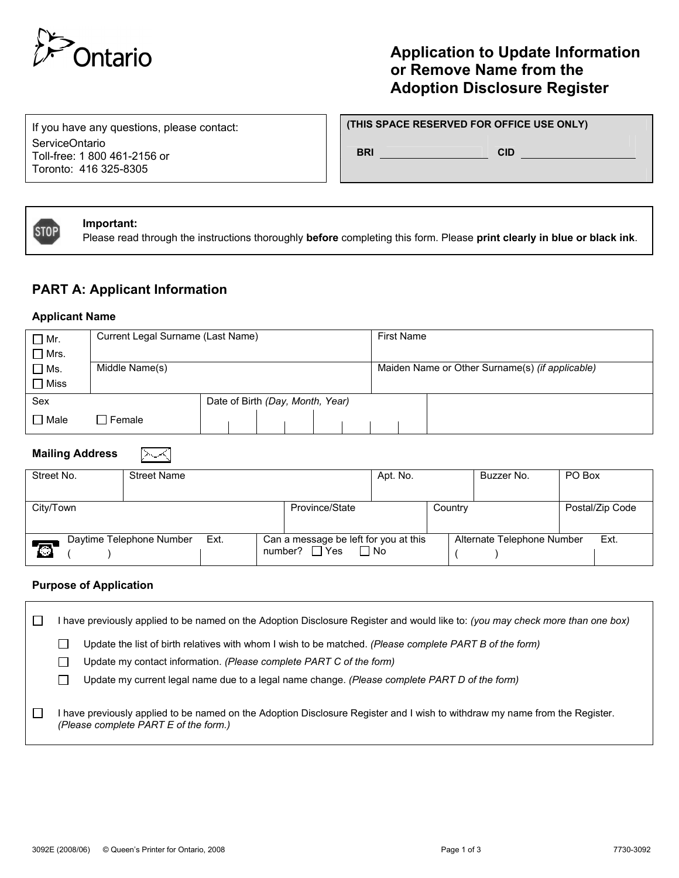# Application to Update Information or Remove Name from the Adoption Disclosure Register

Ontario

If you have any questions, please contact:
ServiceOntario
Toll-free: 1 800 461-2156 or
Toronto: 416 325-8305

**(THIS SPACE RESERVED FOR OFFICE USE ONLY)**

**BRI** ____________________ **CID** ____________________

**Important:**
Please read through the instructions thoroughly **before** completing this form. Please **print clearly in blue or black ink**.

## PART A: Applicant Information

### Applicant Name

| ☐ Mr. ☐ Mrs. ☐ Ms. ☐ Miss | Current Legal Surname (Last Name) | First Name |
|---|---|---|
| | Middle Name(s) | Maiden Name or Other Surname(s) *(if applicable)* |

| Sex | Date of Birth *(Day, Month, Year)* | |
|---|---|---|
| ☐ Male ☐ Female | | |

### Mailing Address

| Street No. | Street Name | Apt. No. | Buzzer No. | PO Box |
|---|---|---|---|---|
| | | | | |

| City/Town | Province/State | Country | Postal/Zip Code |
|---|---|---|---|
| | | | |

| Daytime Telephone Number | Ext. | Can a message be left for you at this number? ☐ Yes ☐ No | Alternate Telephone Number | Ext. |
|---|---|---|---|---|
| ( ) | | | ( ) | |

### Purpose of Application

☐ I have previously applied to be named on the Adoption Disclosure Register and would like to: *(you may check more than one box)*

- ☐ Update the list of birth relatives with whom I wish to be matched. *(Please complete PART B of the form)*
- ☐ Update my contact information. *(Please complete PART C of the form)*
- ☐ Update my current legal name due to a legal name change. *(Please complete PART D of the form)*

☐ I have previously applied to be named on the Adoption Disclosure Register and I wish to withdraw my name from the Register. *(Please complete PART E of the form.)*

3092E (2008/06) © Queen's Printer for Ontario, 2008 7730-3092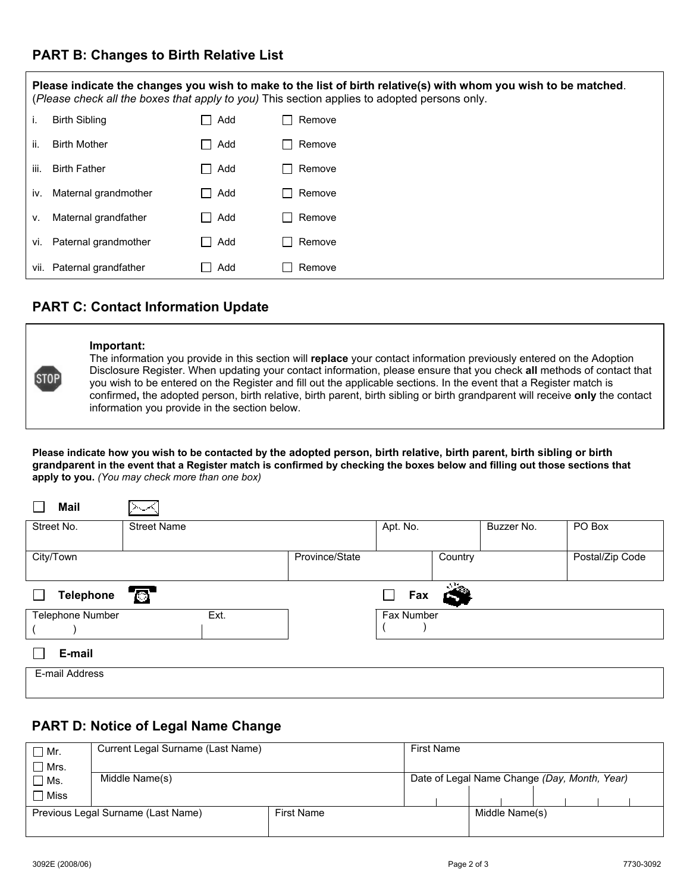## PART B: Changes to Birth Relative List

**Please indicate the changes you wish to make to the list of birth relative(s) with whom you wish to be matched**. (*Please check all the boxes that apply to you)* This section applies to adopted persons only.

| | | | |
|---|---|---|---|
| i. | Birth Sibling | ☐ Add | ☐ Remove |
| ii. | Birth Mother | ☐ Add | ☐ Remove |
| iii. | Birth Father | ☐ Add | ☐ Remove |
| iv. | Maternal grandmother | ☐ Add | ☐ Remove |
| v. | Maternal grandfather | ☐ Add | ☐ Remove |
| vi. | Paternal grandmother | ☐ Add | ☐ Remove |
| vii. | Paternal grandfather | ☐ Add | ☐ Remove |

## PART C: Contact Information Update

**Important:**
The information you provide in this section will **replace** your contact information previously entered on the Adoption Disclosure Register. When updating your contact information, please ensure that you check **all** methods of contact that you wish to be entered on the Register and fill out the applicable sections. In the event that a Register match is confirmed**,** the adopted person, birth relative, birth parent, birth sibling or birth grandparent will receive **only** the contact information you provide in the section below.

**Please indicate how you wish to be contacted by the adopted person, birth relative, birth parent, birth sibling or birth grandparent in the event that a Register match is confirmed by checking the boxes below and filling out those sections that apply to you.** *(You may check more than one box)*

☐ **Mail**

| Street No. | Street Name | Apt. No. | Buzzer No. | PO Box |
|---|---|---|---|---|
| | | | | |

| City/Town | Province/State | Country | Postal/Zip Code |
|---|---|---|---|
| | | | |

☐ **Telephone**

| Telephone Number | Ext. |
|---|---|
| (        ) | |

☐ **Fax**

| Fax Number |
|---|
| (        ) |

☐ **E-mail**

| E-mail Address |
|---|
| |

## PART D: Notice of Legal Name Change

| ☐ Mr. ☐ Mrs. ☐ Ms. ☐ Miss | Current Legal Surname (Last Name) | First Name |
|---|---|---|
| | Middle Name(s) | Date of Legal Name Change *(Day, Month, Year)* |

| Previous Legal Surname (Last Name) | First Name | Middle Name(s) |
|---|---|---|
| | | |

3092E (2008/06) 7730-3092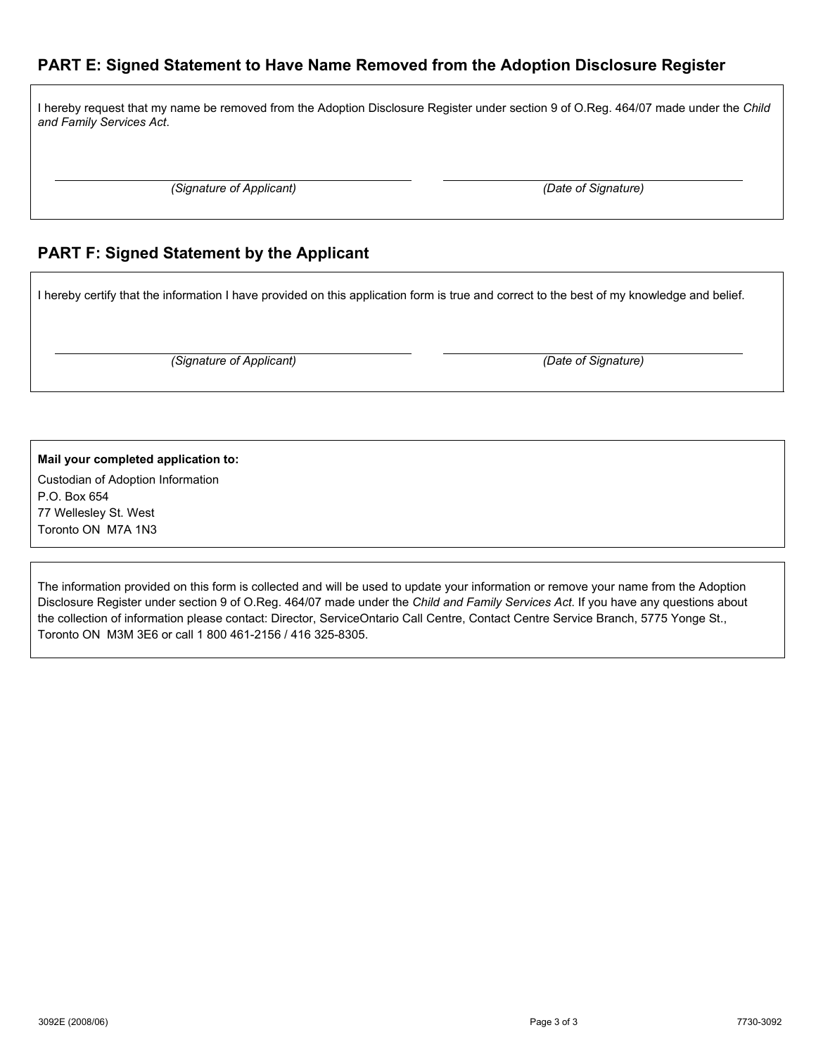## PART E: Signed Statement to Have Name Removed from the Adoption Disclosure Register

I hereby request that my name be removed from the Adoption Disclosure Register under section 9 of O.Reg. 464/07 made under the *Child and Family Services Act*.

| | |
|---|---|
| *(Signature of Applicant)* | *(Date of Signature)* |

## PART F: Signed Statement by the Applicant

I hereby certify that the information I have provided on this application form is true and correct to the best of my knowledge and belief.

| | |
|---|---|
| *(Signature of Applicant)* | *(Date of Signature)* |

**Mail your completed application to:**

Custodian of Adoption Information
P.O. Box 654
77 Wellesley St. West
Toronto ON M7A 1N3

The information provided on this form is collected and will be used to update your information or remove your name from the Adoption Disclosure Register under section 9 of O.Reg. 464/07 made under the *Child and Family Services Act.* If you have any questions about the collection of information please contact: Director, ServiceOntario Call Centre, Contact Centre Service Branch, 5775 Yonge St., Toronto ON M3M 3E6 or call 1 800 461-2156 / 416 325-8305.

3092E (2008/06)

7730-3092